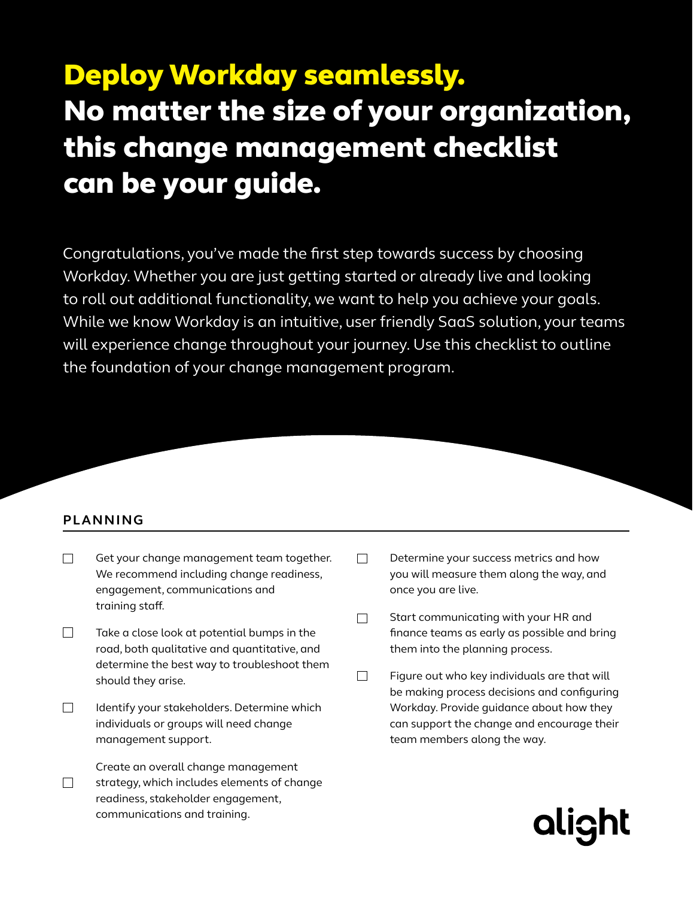# Deploy Workday seamlessly.

# No matter the size of your organization, this change management checklist can be your guide.

Congratulations, you've made the first step towards success by choosing Workday. Whether you are just getting started or already live and looking to roll out additional functionality, we want to help you achieve your goals. While we know Workday is an intuitive, user friendly SaaS solution, your teams will experience change throughout your journey. Use this checklist to outline the foundation of your change management program.

## PLANNING

- [ ] Get your change management team together. We recommend including change readiness, engagement, communications and training staff.
- [ ] Take a close look at potential bumps in the road, both qualitative and quantitative, and determine the best way to troubleshoot them should they arise.
- [ ] Identify your stakeholders. Determine which individuals or groups will need change management support.
- [ ] Create an overall change management strategy, which includes elements of change readiness, stakeholder engagement, communications and training.
- [ ] Determine your success metrics and how you will measure them along the way, and once you are live.
- [ ] Start communicating with your HR and finance teams as early as possible and bring them into the planning process.
- [ ] Figure out who key individuals are that will be making process decisions and configuring Workday. Provide guidance about how they can support the change and encourage their team members along the way.

alight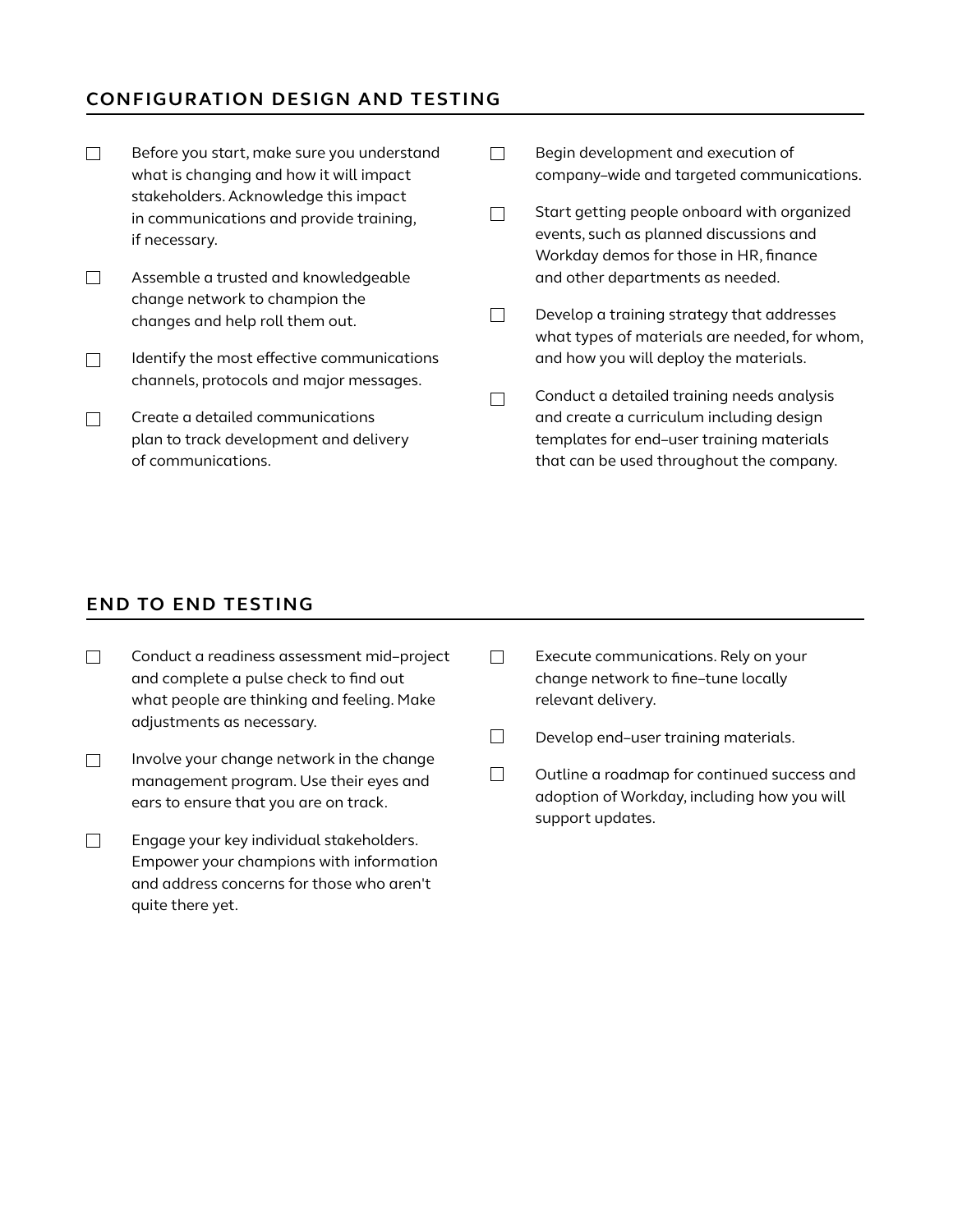## CONFIGURATION DESIGN AND TESTING

- [ ] Before you start, make sure you understand what is changing and how it will impact stakeholders. Acknowledge this impact in communications and provide training, if necessary.
- [ ] Assemble a trusted and knowledgeable change network to champion the changes and help roll them out.
- [ ] Identify the most effective communications channels, protocols and major messages.
- [ ] Create a detailed communications plan to track development and delivery of communications.
- [ ] Begin development and execution of company–wide and targeted communications.
- [ ] Start getting people onboard with organized events, such as planned discussions and Workday demos for those in HR, finance and other departments as needed.
- [ ] Develop a training strategy that addresses what types of materials are needed, for whom, and how you will deploy the materials.
- [ ] Conduct a detailed training needs analysis and create a curriculum including design templates for end–user training materials that can be used throughout the company.

## END TO END TESTING

- [ ] Conduct a readiness assessment mid–project and complete a pulse check to find out what people are thinking and feeling. Make adjustments as necessary.
- [ ] Involve your change network in the change management program. Use their eyes and ears to ensure that you are on track.
- [ ] Engage your key individual stakeholders. Empower your champions with information and address concerns for those who aren't quite there yet.
- [ ] Execute communications. Rely on your change network to fine–tune locally relevant delivery.
- [ ] Develop end–user training materials.
- [ ] Outline a roadmap for continued success and adoption of Workday, including how you will support updates.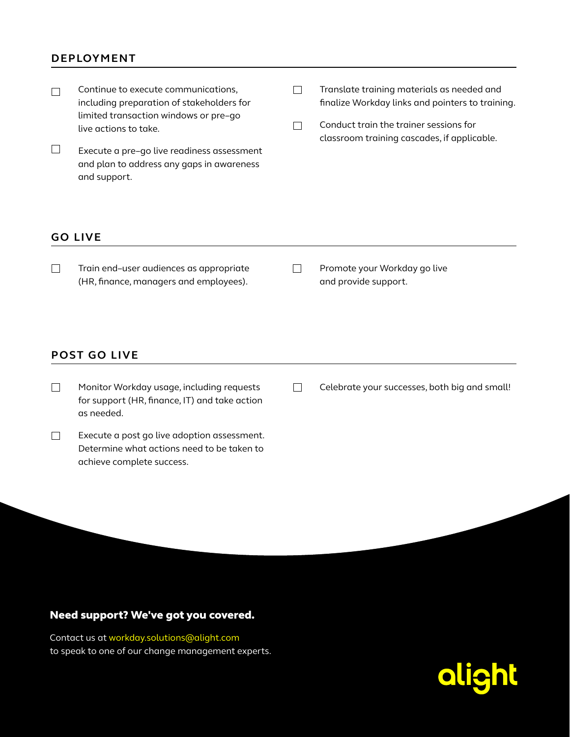## DEPLOYMENT

- [ ] Continue to execute communications, including preparation of stakeholders for limited transaction windows or pre-go live actions to take.
- [ ] Execute a pre-go live readiness assessment and plan to address any gaps in awareness and support.
- [ ] Translate training materials as needed and finalize Workday links and pointers to training.
- [ ] Conduct train the trainer sessions for classroom training cascades, if applicable.

## GO LIVE

- [ ] Train end-user audiences as appropriate (HR, finance, managers and employees).
- [ ] Promote your Workday go live and provide support.

## POST GO LIVE

- [ ] Monitor Workday usage, including requests for support (HR, finance, IT) and take action as needed.
- [ ] Execute a post go live adoption assessment. Determine what actions need to be taken to achieve complete success.
- [ ] Celebrate your successes, both big and small!

**Need support? We've got you covered.**

Contact us at workday.solutions@alight.com to speak to one of our change management experts.

alight